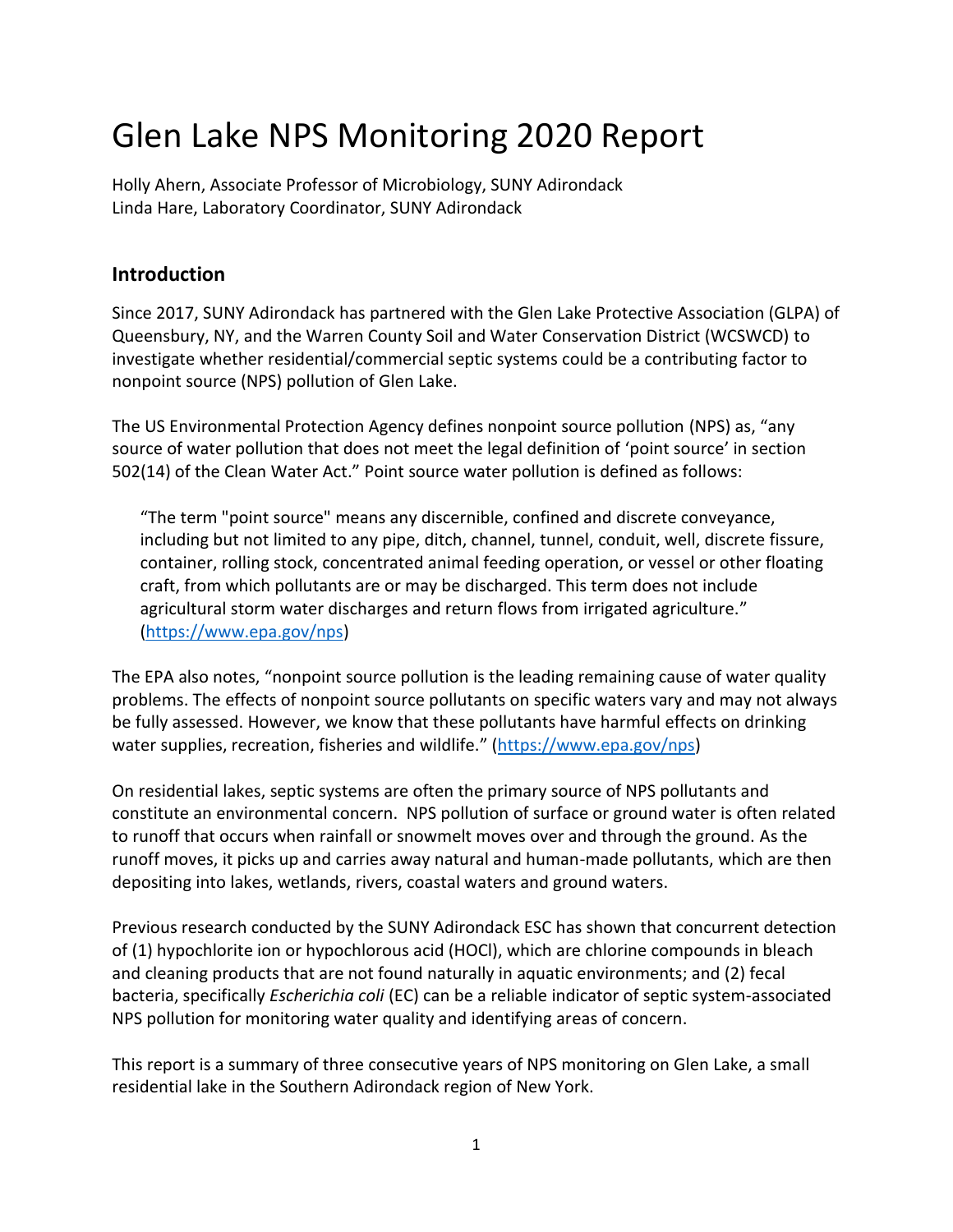# Glen Lake NPS Monitoring 2020 Report

Holly Ahern, Associate Professor of Microbiology, SUNY Adirondack
Linda Hare, Laboratory Coordinator, SUNY Adirondack

## Introduction

Since 2017, SUNY Adirondack has partnered with the Glen Lake Protective Association (GLPA) of Queensbury, NY, and the Warren County Soil and Water Conservation District (WCSWCD) to investigate whether residential/commercial septic systems could be a contributing factor to nonpoint source (NPS) pollution of Glen Lake.

The US Environmental Protection Agency defines nonpoint source pollution (NPS) as, "any source of water pollution that does not meet the legal definition of 'point source' in section 502(14) of the Clean Water Act." Point source water pollution is defined as follows:

> "The term "point source" means any discernible, confined and discrete conveyance, including but not limited to any pipe, ditch, channel, tunnel, conduit, well, discrete fissure, container, rolling stock, concentrated animal feeding operation, or vessel or other floating craft, from which pollutants are or may be discharged. This term does not include agricultural storm water discharges and return flows from irrigated agriculture." (https://www.epa.gov/nps)

The EPA also notes, "nonpoint source pollution is the leading remaining cause of water quality problems. The effects of nonpoint source pollutants on specific waters vary and may not always be fully assessed. However, we know that these pollutants have harmful effects on drinking water supplies, recreation, fisheries and wildlife." (https://www.epa.gov/nps)

On residential lakes, septic systems are often the primary source of NPS pollutants and constitute an environmental concern. NPS pollution of surface or ground water is often related to runoff that occurs when rainfall or snowmelt moves over and through the ground. As the runoff moves, it picks up and carries away natural and human-made pollutants, which are then depositing into lakes, wetlands, rivers, coastal waters and ground waters.

Previous research conducted by the SUNY Adirondack ESC has shown that concurrent detection of (1) hypochlorite ion or hypochlorous acid (HOCl), which are chlorine compounds in bleach and cleaning products that are not found naturally in aquatic environments; and (2) fecal bacteria, specifically *Escherichia coli* (EC) can be a reliable indicator of septic system-associated NPS pollution for monitoring water quality and identifying areas of concern.

This report is a summary of three consecutive years of NPS monitoring on Glen Lake, a small residential lake in the Southern Adirondack region of New York.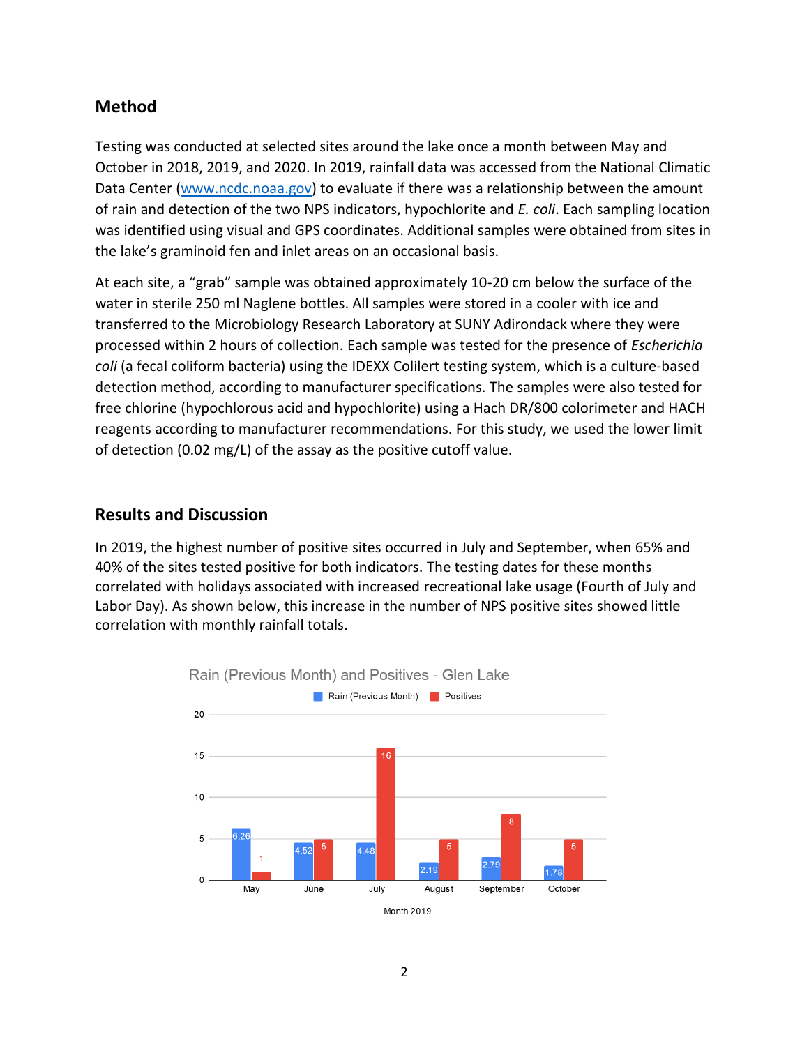## Method

Testing was conducted at selected sites around the lake once a month between May and October in 2018, 2019, and 2020. In 2019, rainfall data was accessed from the National Climatic Data Center (www.ncdc.noaa.gov) to evaluate if there was a relationship between the amount of rain and detection of the two NPS indicators, hypochlorite and *E. coli*. Each sampling location was identified using visual and GPS coordinates. Additional samples were obtained from sites in the lake's graminoid fen and inlet areas on an occasional basis.

At each site, a "grab" sample was obtained approximately 10-20 cm below the surface of the water in sterile 250 ml Naglene bottles. All samples were stored in a cooler with ice and transferred to the Microbiology Research Laboratory at SUNY Adirondack where they were processed within 2 hours of collection. Each sample was tested for the presence of *Escherichia coli* (a fecal coliform bacteria) using the IDEXX Colilert testing system, which is a culture-based detection method, according to manufacturer specifications. The samples were also tested for free chlorine (hypochlorous acid and hypochlorite) using a Hach DR/800 colorimeter and HACH reagents according to manufacturer recommendations. For this study, we used the lower limit of detection (0.02 mg/L) of the assay as the positive cutoff value.

## Results and Discussion

In 2019, the highest number of positive sites occurred in July and September, when 65% and 40% of the sites tested positive for both indicators. The testing dates for these months correlated with holidays associated with increased recreational lake usage (Fourth of July and Labor Day). As shown below, this increase in the number of NPS positive sites showed little correlation with monthly rainfall totals.

**Rain (Previous Month) and Positives - Glen Lake**

| Month 2019 | Rain (Previous Month) | Positives |
| --- | --- | --- |
| May | 6.26 | 1 |
| June | 4.52 | 5 |
| July | 4.48 | 16 |
| August | 2.19 | 5 |
| September | 2.79 | 8 |
| October | 1.78 | 5 |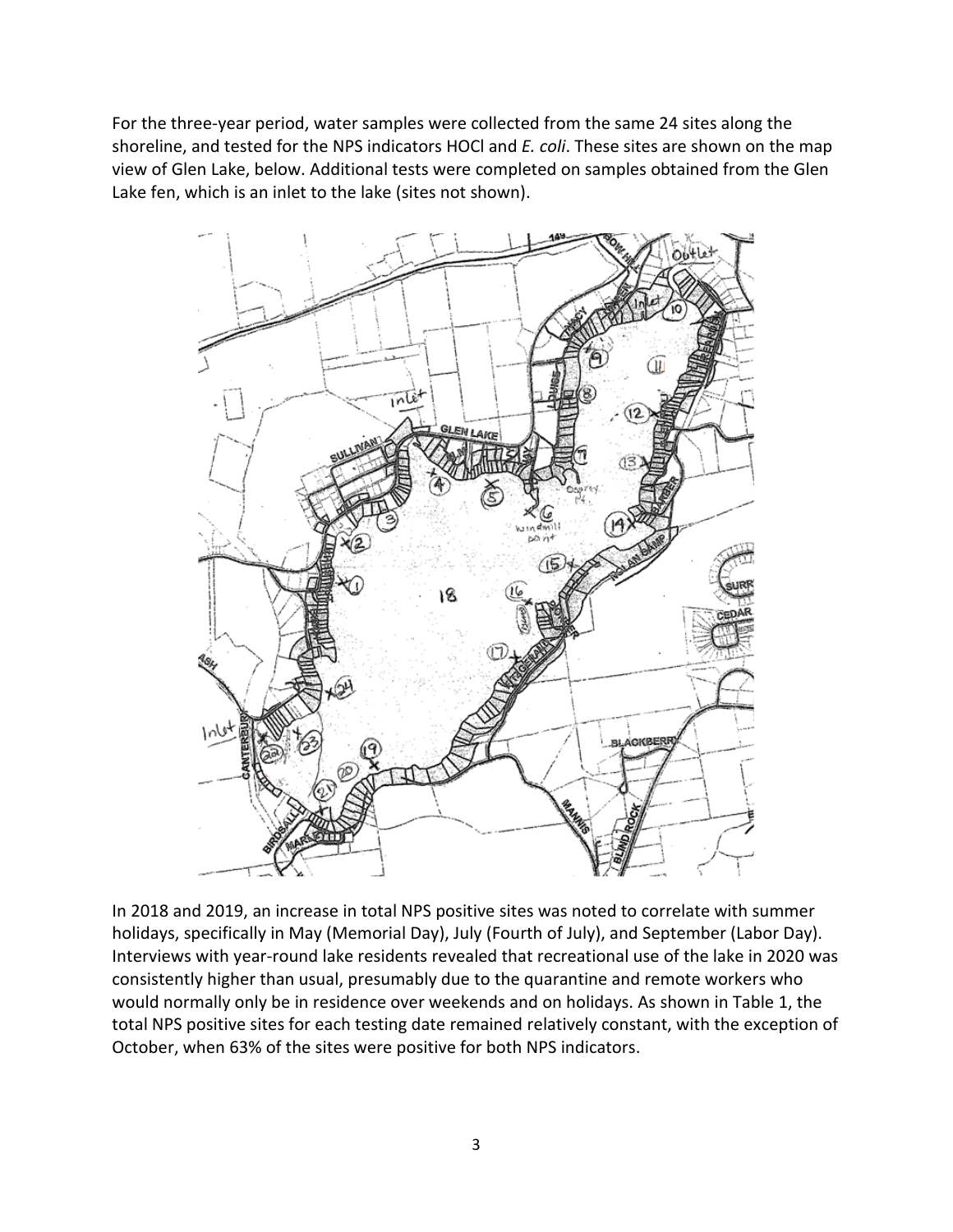For the three-year period, water samples were collected from the same 24 sites along the shoreline, and tested for the NPS indicators HOCl and *E. coli*. These sites are shown on the map view of Glen Lake, below. Additional tests were completed on samples obtained from the Glen Lake fen, which is an inlet to the lake (sites not shown).

In 2018 and 2019, an increase in total NPS positive sites was noted to correlate with summer holidays, specifically in May (Memorial Day), July (Fourth of July), and September (Labor Day). Interviews with year-round lake residents revealed that recreational use of the lake in 2020 was consistently higher than usual, presumably due to the quarantine and remote workers who would normally only be in residence over weekends and on holidays. As shown in Table 1, the total NPS positive sites for each testing date remained relatively constant, with the exception of October, when 63% of the sites were positive for both NPS indicators.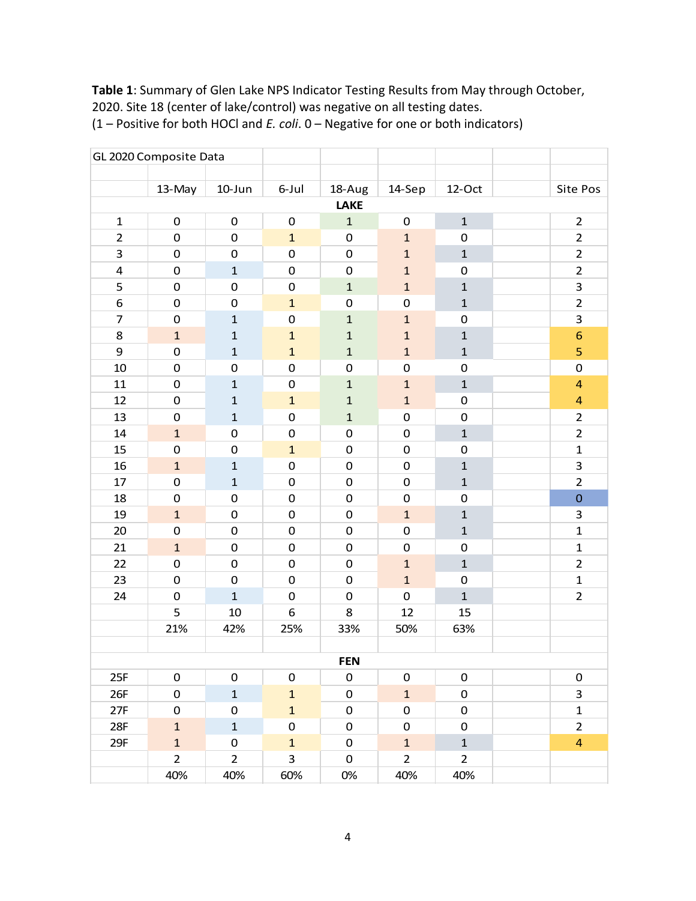**Table 1**: Summary of Glen Lake NPS Indicator Testing Results from May through October, 2020. Site 18 (center of lake/control) was negative on all testing dates.
(1 – Positive for both HOCl and *E. coli*. 0 – Negative for one or both indicators)

| GL 2020 Composite Data | | | | | | | | |
|---|---|---|---|---|---|---|---|---|
| | 13-May | 10-Jun | 6-Jul | 18-Aug | 14-Sep | 12-Oct | | Site Pos |
| **LAKE** | | | | | | | | |
| 1 | 0 | 0 | 0 | 1 | 0 | 1 | | 2 |
| 2 | 0 | 0 | 1 | 0 | 1 | 0 | | 2 |
| 3 | 0 | 0 | 0 | 0 | 1 | 1 | | 2 |
| 4 | 0 | 1 | 0 | 0 | 1 | 0 | | 2 |
| 5 | 0 | 0 | 0 | 1 | 1 | 1 | | 3 |
| 6 | 0 | 0 | 1 | 0 | 0 | 1 | | 2 |
| 7 | 0 | 1 | 0 | 1 | 1 | 0 | | 3 |
| 8 | 1 | 1 | 1 | 1 | 1 | 1 | | 6 |
| 9 | 0 | 1 | 1 | 1 | 1 | 1 | | 5 |
| 10 | 0 | 0 | 0 | 0 | 0 | 0 | | 0 |
| 11 | 0 | 1 | 0 | 1 | 1 | 1 | | 4 |
| 12 | 0 | 1 | 1 | 1 | 1 | 0 | | 4 |
| 13 | 0 | 1 | 0 | 1 | 0 | 0 | | 2 |
| 14 | 1 | 0 | 0 | 0 | 0 | 1 | | 2 |
| 15 | 0 | 0 | 1 | 0 | 0 | 0 | | 1 |
| 16 | 1 | 1 | 0 | 0 | 0 | 1 | | 3 |
| 17 | 0 | 1 | 0 | 0 | 0 | 1 | | 2 |
| 18 | 0 | 0 | 0 | 0 | 0 | 0 | | 0 |
| 19 | 1 | 0 | 0 | 0 | 1 | 1 | | 3 |
| 20 | 0 | 0 | 0 | 0 | 0 | 1 | | 1 |
| 21 | 1 | 0 | 0 | 0 | 0 | 0 | | 1 |
| 22 | 0 | 0 | 0 | 0 | 1 | 1 | | 2 |
| 23 | 0 | 0 | 0 | 0 | 1 | 0 | | 1 |
| 24 | 0 | 1 | 0 | 0 | 0 | 1 | | 2 |
| | 5 | 10 | 6 | 8 | 12 | 15 | | |
| | 21% | 42% | 25% | 33% | 50% | 63% | | |
| | | | | | | | | |
| **FEN** | | | | | | | | |
| 25F | 0 | 0 | 0 | 0 | 0 | 0 | | 0 |
| 26F | 0 | 1 | 1 | 0 | 1 | 0 | | 3 |
| 27F | 0 | 0 | 1 | 0 | 0 | 0 | | 1 |
| 28F | 1 | 1 | 0 | 0 | 0 | 0 | | 2 |
| 29F | 1 | 0 | 1 | 0 | 1 | 1 | | 4 |
| | 2 | 2 | 3 | 0 | 2 | 2 | | |
| | 40% | 40% | 60% | 0% | 40% | 40% | | |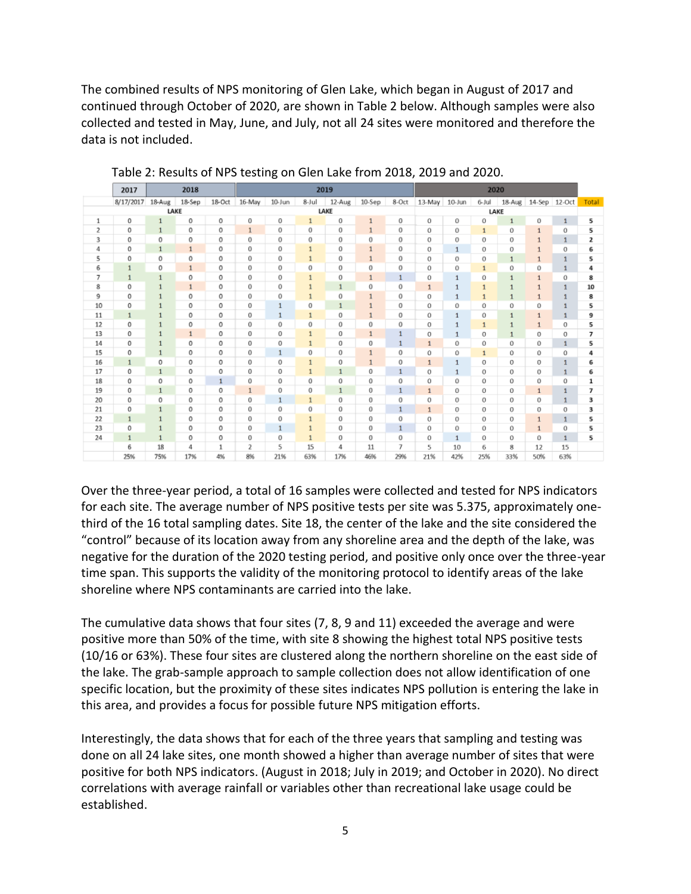The combined results of NPS monitoring of Glen Lake, which began in August of 2017 and continued through October of 2020, are shown in Table 2 below. Although samples were also collected and tested in May, June, and July, not all 24 sites were monitored and therefore the data is not included.

Table 2: Results of NPS testing on Glen Lake from 2018, 2019 and 2020.

| | 2017 | 2018 | | | 2019 | | | | | | 2020 | | | | | | |
|---|---|---|---|---|---|---|---|---|---|---|---|---|---|---|---|---|---|
| | 8/17/2017 | 18-Aug | 18-Sep | 18-Oct | 16-May | 10-Jun | 8-Jul | 12-Aug | 10-Sep | 8-Oct | 13-May | 10-Jun | 6-Jul | 18-Aug | 14-Sep | 12-Oct | Total |
| | | LAKE | | | | | LAKE | | | | | | LAKE | | | | |
| 1 | 0 | 1 | 0 | 0 | 0 | 0 | 1 | 0 | 1 | 0 | 0 | 0 | 0 | 1 | 0 | 1 | 5 |
| 2 | 0 | 1 | 0 | 0 | 1 | 0 | 0 | 0 | 1 | 0 | 0 | 0 | 1 | 0 | 1 | 0 | 5 |
| 3 | 0 | 0 | 0 | 0 | 0 | 0 | 0 | 0 | 0 | 0 | 0 | 0 | 0 | 0 | 1 | 1 | 2 |
| 4 | 0 | 1 | 1 | 0 | 0 | 0 | 1 | 0 | 1 | 0 | 0 | 1 | 0 | 0 | 1 | 0 | 6 |
| 5 | 0 | 0 | 0 | 0 | 0 | 0 | 1 | 0 | 1 | 0 | 0 | 0 | 0 | 1 | 1 | 1 | 5 |
| 6 | 1 | 0 | 1 | 0 | 0 | 0 | 0 | 0 | 0 | 0 | 0 | 0 | 1 | 0 | 0 | 1 | 4 |
| 7 | 1 | 1 | 0 | 0 | 0 | 0 | 1 | 0 | 1 | 1 | 0 | 1 | 0 | 1 | 1 | 0 | 8 |
| 8 | 0 | 1 | 1 | 0 | 0 | 0 | 1 | 1 | 0 | 0 | 1 | 1 | 1 | 1 | 1 | 1 | 10 |
| 9 | 0 | 1 | 0 | 0 | 0 | 0 | 1 | 0 | 1 | 0 | 0 | 1 | 1 | 1 | 1 | 1 | 8 |
| 10 | 0 | 1 | 0 | 0 | 0 | 1 | 0 | 1 | 1 | 0 | 0 | 0 | 0 | 0 | 0 | 1 | 5 |
| 11 | 1 | 1 | 0 | 0 | 0 | 1 | 1 | 0 | 1 | 0 | 0 | 1 | 0 | 1 | 1 | 1 | 9 |
| 12 | 0 | 1 | 0 | 0 | 0 | 0 | 0 | 0 | 0 | 0 | 0 | 1 | 1 | 1 | 1 | 0 | 5 |
| 13 | 0 | 1 | 1 | 0 | 0 | 0 | 1 | 0 | 1 | 1 | 0 | 1 | 0 | 1 | 0 | 0 | 7 |
| 14 | 0 | 1 | 0 | 0 | 0 | 0 | 1 | 0 | 0 | 1 | 1 | 0 | 0 | 0 | 0 | 1 | 5 |
| 15 | 0 | 1 | 0 | 0 | 0 | 1 | 0 | 0 | 1 | 0 | 0 | 0 | 1 | 0 | 0 | 0 | 4 |
| 16 | 1 | 0 | 0 | 0 | 0 | 0 | 1 | 0 | 1 | 0 | 1 | 1 | 0 | 0 | 0 | 1 | 6 |
| 17 | 0 | 1 | 0 | 0 | 0 | 0 | 1 | 1 | 0 | 1 | 0 | 1 | 0 | 0 | 0 | 1 | 6 |
| 18 | 0 | 0 | 0 | 1 | 0 | 0 | 0 | 0 | 0 | 0 | 0 | 0 | 0 | 0 | 0 | 0 | 1 |
| 19 | 0 | 1 | 0 | 0 | 1 | 0 | 0 | 1 | 0 | 1 | 1 | 0 | 0 | 0 | 1 | 1 | 7 |
| 20 | 0 | 0 | 0 | 0 | 0 | 1 | 1 | 0 | 0 | 0 | 0 | 0 | 0 | 0 | 0 | 1 | 3 |
| 21 | 0 | 1 | 0 | 0 | 0 | 0 | 0 | 0 | 0 | 1 | 1 | 0 | 0 | 0 | 0 | 0 | 3 |
| 22 | 1 | 1 | 0 | 0 | 0 | 0 | 1 | 0 | 0 | 0 | 0 | 0 | 0 | 0 | 1 | 1 | 5 |
| 23 | 0 | 1 | 0 | 0 | 0 | 1 | 1 | 0 | 0 | 1 | 0 | 0 | 0 | 0 | 1 | 0 | 5 |
| 24 | 1 | 1 | 0 | 0 | 0 | 0 | 1 | 0 | 0 | 0 | 0 | 1 | 0 | 0 | 0 | 1 | 5 |
| | 6 | 18 | 4 | 1 | 2 | 5 | 15 | 4 | 11 | 7 | 5 | 10 | 6 | 8 | 12 | 15 | |
| | 25% | 75% | 17% | 4% | 8% | 21% | 63% | 17% | 46% | 29% | 21% | 42% | 25% | 33% | 50% | 63% | |

Over the three-year period, a total of 16 samples were collected and tested for NPS indicators for each site. The average number of NPS positive tests per site was 5.375, approximately one-third of the 16 total sampling dates. Site 18, the center of the lake and the site considered the "control" because of its location away from any shoreline area and the depth of the lake, was negative for the duration of the 2020 testing period, and positive only once over the three-year time span. This supports the validity of the monitoring protocol to identify areas of the lake shoreline where NPS contaminants are carried into the lake.

The cumulative data shows that four sites (7, 8, 9 and 11) exceeded the average and were positive more than 50% of the time, with site 8 showing the highest total NPS positive tests (10/16 or 63%). These four sites are clustered along the northern shoreline on the east side of the lake. The grab-sample approach to sample collection does not allow identification of one specific location, but the proximity of these sites indicates NPS pollution is entering the lake in this area, and provides a focus for possible future NPS mitigation efforts.

Interestingly, the data shows that for each of the three years that sampling and testing was done on all 24 lake sites, one month showed a higher than average number of sites that were positive for both NPS indicators. (August in 2018; July in 2019; and October in 2020). No direct correlations with average rainfall or variables other than recreational lake usage could be established.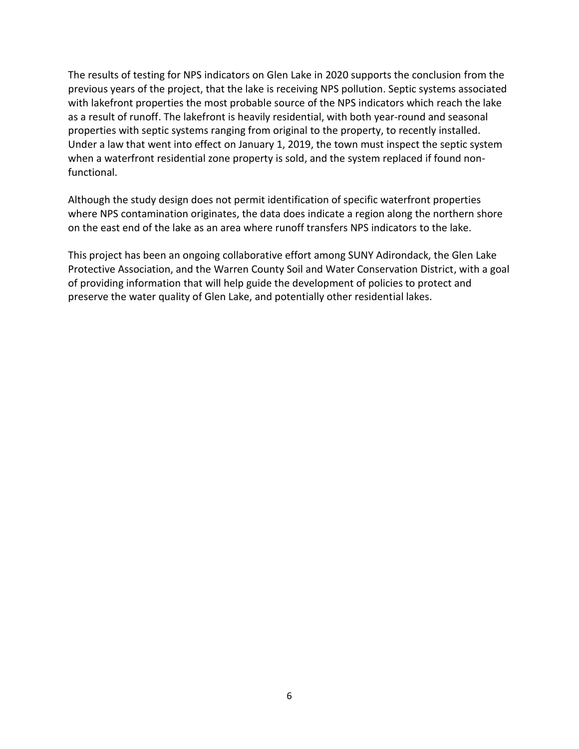The results of testing for NPS indicators on Glen Lake in 2020 supports the conclusion from the previous years of the project, that the lake is receiving NPS pollution. Septic systems associated with lakefront properties the most probable source of the NPS indicators which reach the lake as a result of runoff. The lakefront is heavily residential, with both year-round and seasonal properties with septic systems ranging from original to the property, to recently installed. Under a law that went into effect on January 1, 2019, the town must inspect the septic system when a waterfront residential zone property is sold, and the system replaced if found non-functional.

Although the study design does not permit identification of specific waterfront properties where NPS contamination originates, the data does indicate a region along the northern shore on the east end of the lake as an area where runoff transfers NPS indicators to the lake.

This project has been an ongoing collaborative effort among SUNY Adirondack, the Glen Lake Protective Association, and the Warren County Soil and Water Conservation District, with a goal of providing information that will help guide the development of policies to protect and preserve the water quality of Glen Lake, and potentially other residential lakes.